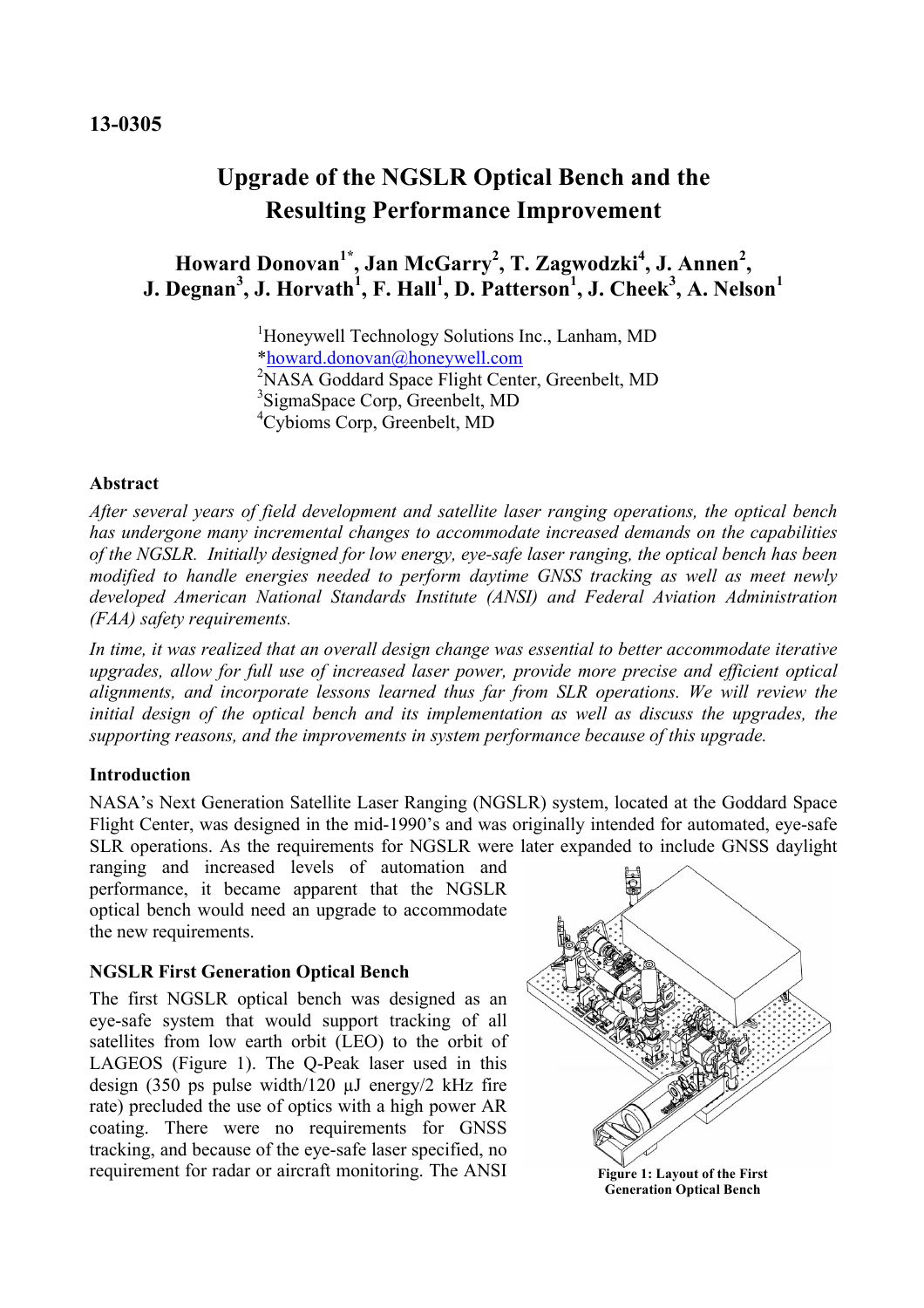**13-0305**

# Upgrade of the NGSLR Optical Bench and the Resulting Performance Improvement

**Howard Donovan[1*], Jan McGarry[2], T. Zagwodzki[4], J. Annen[2], J. Degnan[3], J. Horvath[1], F. Hall[1], D. Patterson[1], J. Cheek[3], A. Nelson[1]**

[1]Honeywell Technology Solutions Inc., Lanham, MD
*howard.donovan@honeywell.com
[2]NASA Goddard Space Flight Center, Greenbelt, MD
[3]SigmaSpace Corp, Greenbelt, MD
[4]Cybioms Corp, Greenbelt, MD

### Abstract

*After several years of field development and satellite laser ranging operations, the optical bench has undergone many incremental changes to accommodate increased demands on the capabilities of the NGSLR. Initially designed for low energy, eye-safe laser ranging, the optical bench has been modified to handle energies needed to perform daytime GNSS tracking as well as meet newly developed American National Standards Institute (ANSI) and Federal Aviation Administration (FAA) safety requirements.*

*In time, it was realized that an overall design change was essential to better accommodate iterative upgrades, allow for full use of increased laser power, provide more precise and efficient optical alignments, and incorporate lessons learned thus far from SLR operations. We will review the initial design of the optical bench and its implementation as well as discuss the upgrades, the supporting reasons, and the improvements in system performance because of this upgrade.*

### Introduction

NASA's Next Generation Satellite Laser Ranging (NGSLR) system, located at the Goddard Space Flight Center, was designed in the mid-1990's and was originally intended for automated, eye-safe SLR operations. As the requirements for NGSLR were later expanded to include GNSS daylight ranging and increased levels of automation and performance, it became apparent that the NGSLR optical bench would need an upgrade to accommodate the new requirements.

### NGSLR First Generation Optical Bench

The first NGSLR optical bench was designed as an eye-safe system that would support tracking of all satellites from low earth orbit (LEO) to the orbit of LAGEOS (Figure 1). The Q-Peak laser used in this design (350 ps pulse width/120 µJ energy/2 kHz fire rate) precluded the use of optics with a high power AR coating. There were no requirements for GNSS tracking, and because of the eye-safe laser specified, no requirement for radar or aircraft monitoring. The ANSI

**Figure 1: Layout of the First Generation Optical Bench**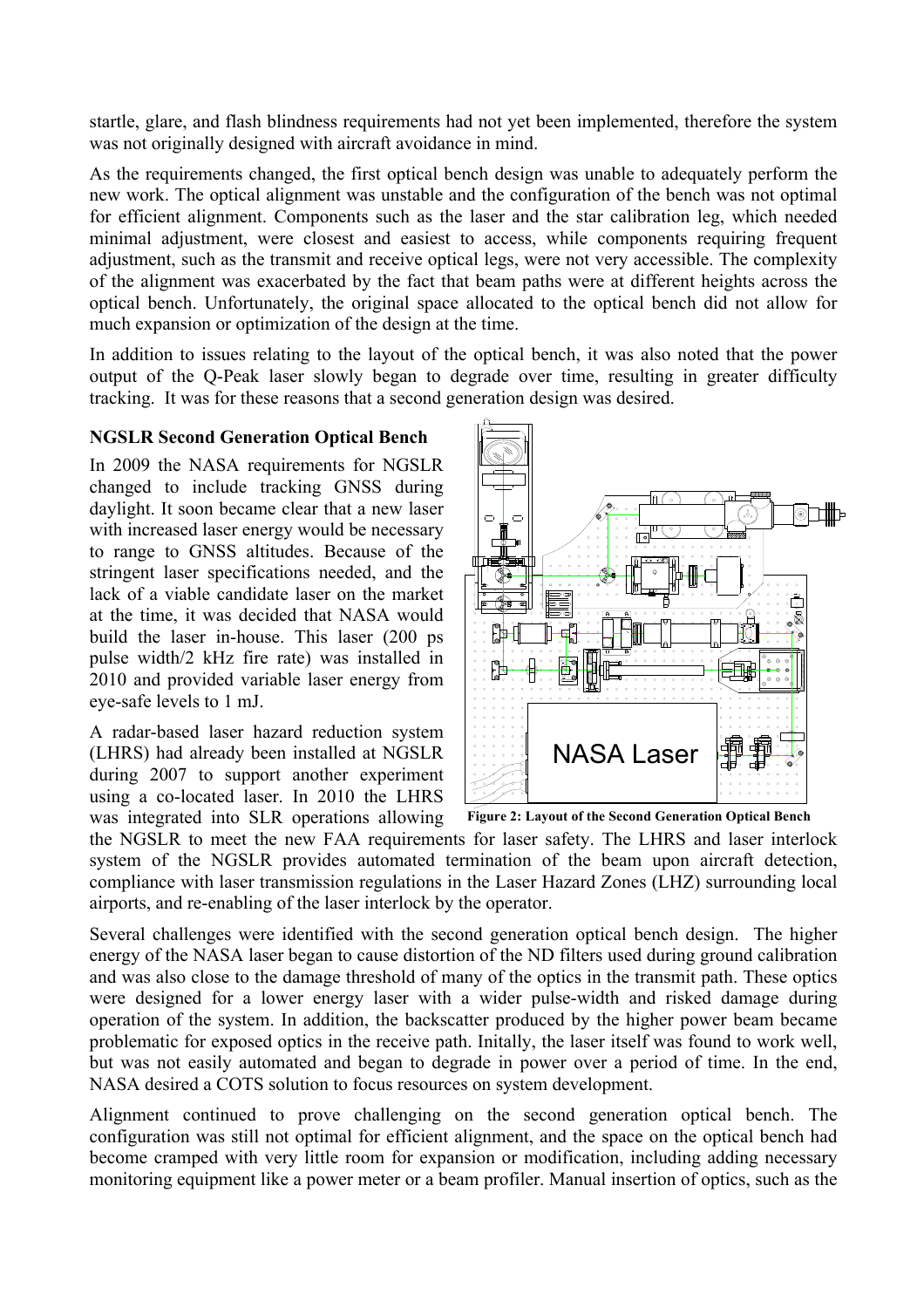startle, glare, and flash blindness requirements had not yet been implemented, therefore the system was not originally designed with aircraft avoidance in mind.

As the requirements changed, the first optical bench design was unable to adequately perform the new work. The optical alignment was unstable and the configuration of the bench was not optimal for efficient alignment. Components such as the laser and the star calibration leg, which needed minimal adjustment, were closest and easiest to access, while components requiring frequent adjustment, such as the transmit and receive optical legs, were not very accessible. The complexity of the alignment was exacerbated by the fact that beam paths were at different heights across the optical bench. Unfortunately, the original space allocated to the optical bench did not allow for much expansion or optimization of the design at the time.

In addition to issues relating to the layout of the optical bench, it was also noted that the power output of the Q-Peak laser slowly began to degrade over time, resulting in greater difficulty tracking. It was for these reasons that a second generation design was desired.

**NGSLR Second Generation Optical Bench**

In 2009 the NASA requirements for NGSLR changed to include tracking GNSS during daylight. It soon became clear that a new laser with increased laser energy would be necessary to range to GNSS altitudes. Because of the stringent laser specifications needed, and the lack of a viable candidate laser on the market at the time, it was decided that NASA would build the laser in-house. This laser (200 ps pulse width/2 kHz fire rate) was installed in 2010 and provided variable laser energy from eye-safe levels to 1 mJ.

A radar-based laser hazard reduction system (LHRS) had already been installed at NGSLR during 2007 to support another experiment using a co-located laser. In 2010 the LHRS was integrated into SLR operations allowing the NGSLR to meet the new FAA requirements for laser safety. The LHRS and laser interlock system of the NGSLR provides automated termination of the beam upon aircraft detection, compliance with laser transmission regulations in the Laser Hazard Zones (LHZ) surrounding local airports, and re-enabling of the laser interlock by the operator.

NASA Laser

**Figure 2: Layout of the Second Generation Optical Bench**

Several challenges were identified with the second generation optical bench design. The higher energy of the NASA laser began to cause distortion of the ND filters used during ground calibration and was also close to the damage threshold of many of the optics in the transmit path. These optics were designed for a lower energy laser with a wider pulse-width and risked damage during operation of the system. In addition, the backscatter produced by the higher power beam became problematic for exposed optics in the receive path. Initally, the laser itself was found to work well, but was not easily automated and began to degrade in power over a period of time. In the end, NASA desired a COTS solution to focus resources on system development.

Alignment continued to prove challenging on the second generation optical bench. The configuration was still not optimal for efficient alignment, and the space on the optical bench had become cramped with very little room for expansion or modification, including adding necessary monitoring equipment like a power meter or a beam profiler. Manual insertion of optics, such as the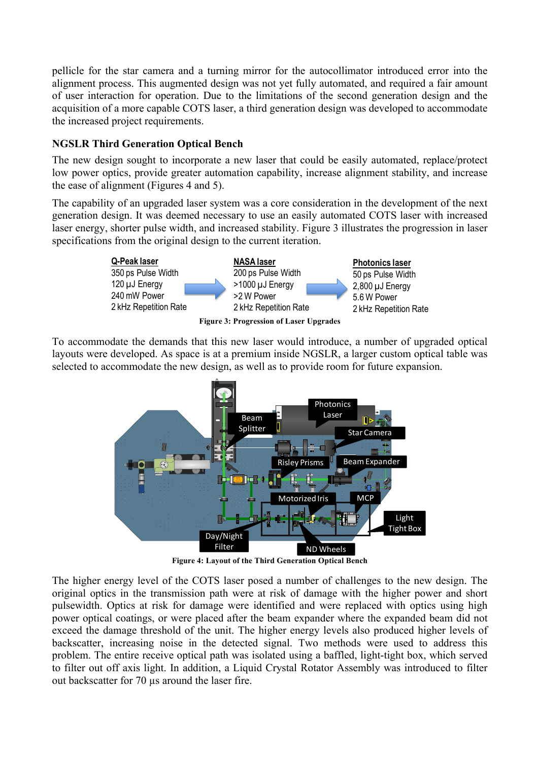pellicle for the star camera and a turning mirror for the autocollimator introduced error into the alignment process. This augmented design was not yet fully automated, and required a fair amount of user interaction for operation. Due to the limitations of the second generation design and the acquisition of a more capable COTS laser, a third generation design was developed to accommodate the increased project requirements.

### NGSLR Third Generation Optical Bench

The new design sought to incorporate a new laser that could be easily automated, replace/protect low power optics, provide greater automation capability, increase alignment stability, and increase the ease of alignment (Figures 4 and 5).

The capability of an upgraded laser system was a core consideration in the development of the next generation design. It was deemed necessary to use an easily automated COTS laser with increased laser energy, shorter pulse width, and increased stability. Figure 3 illustrates the progression in laser specifications from the original design to the current iteration.

Q-Peak laser
350 ps Pulse Width
120 µJ Energy
240 mW Power
2 kHz Repetition Rate

NASA laser
200 ps Pulse Width
>1000 µJ Energy
>2 W Power
2 kHz Repetition Rate

Photonics laser
50 ps Pulse Width
2,800 µJ Energy
5.6 W Power
2 kHz Repetition Rate

**Figure 3: Progression of Laser Upgrades**

To accommodate the demands that this new laser would introduce, a number of upgraded optical layouts were developed. As space is at a premium inside NGSLR, a larger custom optical table was selected to accommodate the new design, as well as to provide room for future expansion.

Photonics Laser
Beam Splitter
Star Camera
Risley Prisms
Beam Expander
Motorized Iris
MCP
Light Tight Box
Day/Night Filter
ND Wheels

**Figure 4: Layout of the Third Generation Optical Bench**

The higher energy level of the COTS laser posed a number of challenges to the new design. The original optics in the transmission path were at risk of damage with the higher power and short pulsewidth. Optics at risk for damage were identified and were replaced with optics using high power optical coatings, or were placed after the beam expander where the expanded beam did not exceed the damage threshold of the unit. The higher energy levels also produced higher levels of backscatter, increasing noise in the detected signal. Two methods were used to address this problem. The entire receive optical path was isolated using a baffled, light-tight box, which served to filter out off axis light. In addition, a Liquid Crystal Rotator Assembly was introduced to filter out backscatter for 70 µs around the laser fire.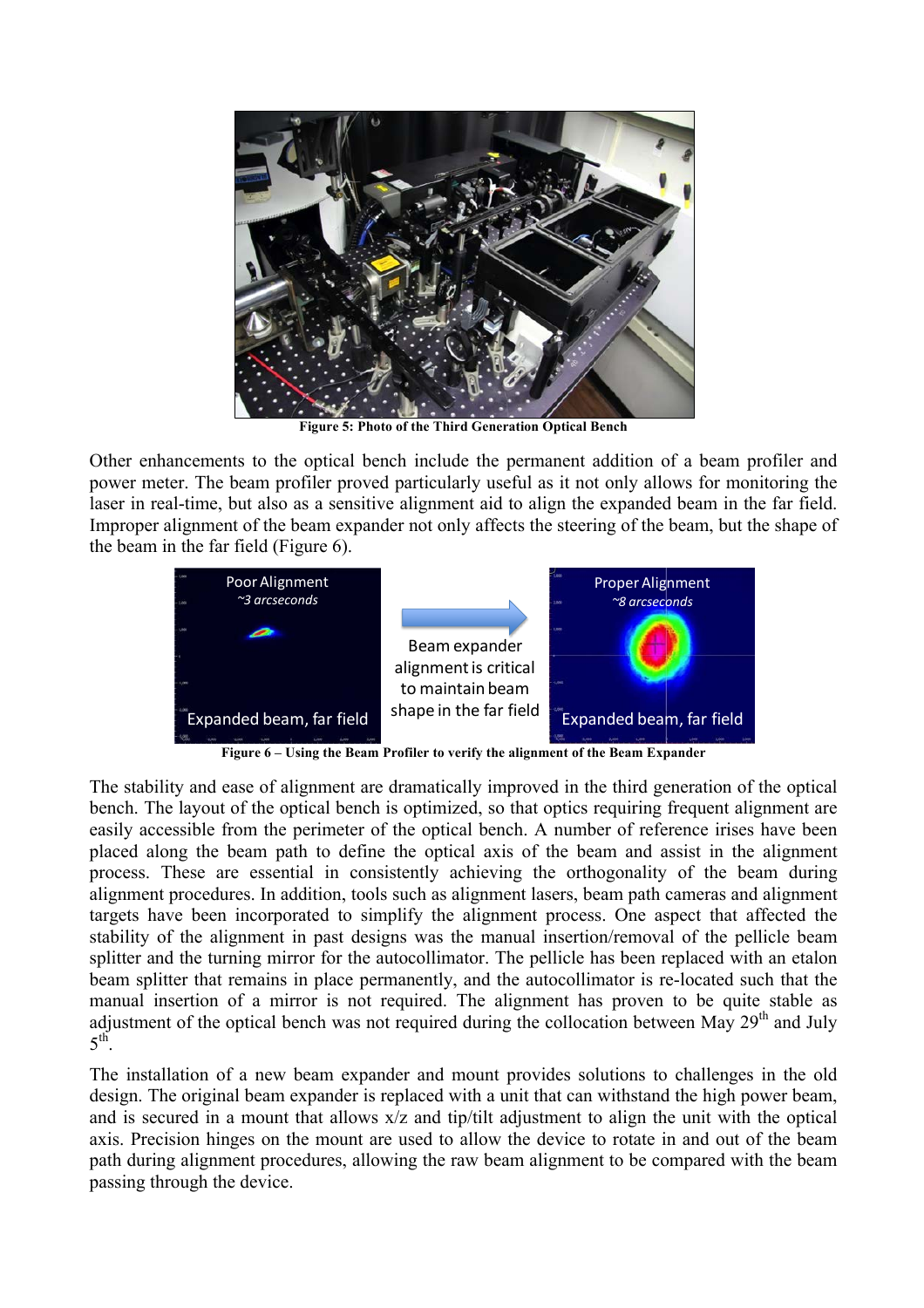Figure 5: Photo of the Third Generation Optical Bench

Other enhancements to the optical bench include the permanent addition of a beam profiler and power meter. The beam profiler proved particularly useful as it not only allows for monitoring the laser in real-time, but also as a sensitive alignment aid to align the expanded beam in the far field. Improper alignment of the beam expander not only affects the steering of the beam, but the shape of the beam in the far field (Figure 6).

Poor Alignment
~3 arcseconds
Expanded beam, far field

Beam expander alignment is critical to maintain beam shape in the far field

Proper Alignment
~8 arcseconds
Expanded beam, far field

Figure 6 – Using the Beam Profiler to verify the alignment of the Beam Expander

The stability and ease of alignment are dramatically improved in the third generation of the optical bench. The layout of the optical bench is optimized, so that optics requiring frequent alignment are easily accessible from the perimeter of the optical bench. A number of reference irises have been placed along the beam path to define the optical axis of the beam and assist in the alignment process. These are essential in consistently achieving the orthogonality of the beam during alignment procedures. In addition, tools such as alignment lasers, beam path cameras and alignment targets have been incorporated to simplify the alignment process. One aspect that affected the stability of the alignment in past designs was the manual insertion/removal of the pellicle beam splitter and the turning mirror for the autocollimator. The pellicle has been replaced with an etalon beam splitter that remains in place permanently, and the autocollimator is re-located such that the manual insertion of a mirror is not required. The alignment has proven to be quite stable as adjustment of the optical bench was not required during the collocation between May 29th and July 5th.

The installation of a new beam expander and mount provides solutions to challenges in the old design. The original beam expander is replaced with a unit that can withstand the high power beam, and is secured in a mount that allows x/z and tip/tilt adjustment to align the unit with the optical axis. Precision hinges on the mount are used to allow the device to rotate in and out of the beam path during alignment procedures, allowing the raw beam alignment to be compared with the beam passing through the device.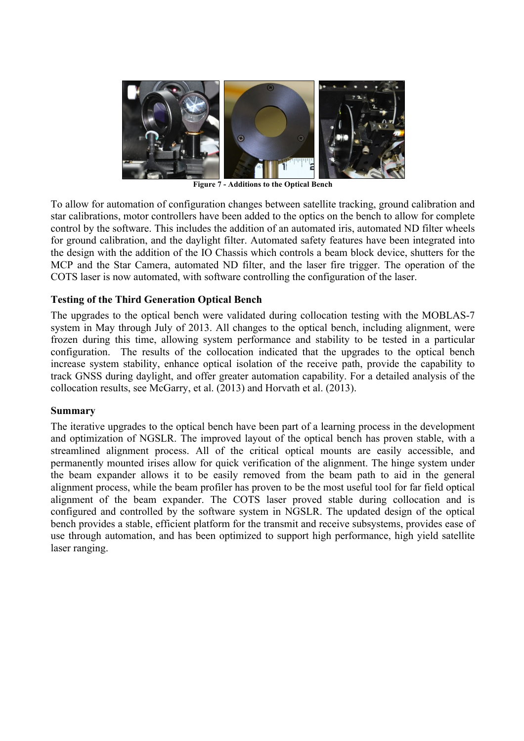Figure 7 - Additions to the Optical Bench

To allow for automation of configuration changes between satellite tracking, ground calibration and star calibrations, motor controllers have been added to the optics on the bench to allow for complete control by the software. This includes the addition of an automated iris, automated ND filter wheels for ground calibration, and the daylight filter. Automated safety features have been integrated into the design with the addition of the IO Chassis which controls a beam block device, shutters for the MCP and the Star Camera, automated ND filter, and the laser fire trigger. The operation of the COTS laser is now automated, with software controlling the configuration of the laser.

## Testing of the Third Generation Optical Bench

The upgrades to the optical bench were validated during collocation testing with the MOBLAS-7 system in May through July of 2013. All changes to the optical bench, including alignment, were frozen during this time, allowing system performance and stability to be tested in a particular configuration. The results of the collocation indicated that the upgrades to the optical bench increase system stability, enhance optical isolation of the receive path, provide the capability to track GNSS during daylight, and offer greater automation capability. For a detailed analysis of the collocation results, see McGarry, et al. (2013) and Horvath et al. (2013).

## Summary

The iterative upgrades to the optical bench have been part of a learning process in the development and optimization of NGSLR. The improved layout of the optical bench has proven stable, with a streamlined alignment process. All of the critical optical mounts are easily accessible, and permanently mounted irises allow for quick verification of the alignment. The hinge system under the beam expander allows it to be easily removed from the beam path to aid in the general alignment process, while the beam profiler has proven to be the most useful tool for far field optical alignment of the beam expander. The COTS laser proved stable during collocation and is configured and controlled by the software system in NGSLR. The updated design of the optical bench provides a stable, efficient platform for the transmit and receive subsystems, provides ease of use through automation, and has been optimized to support high performance, high yield satellite laser ranging.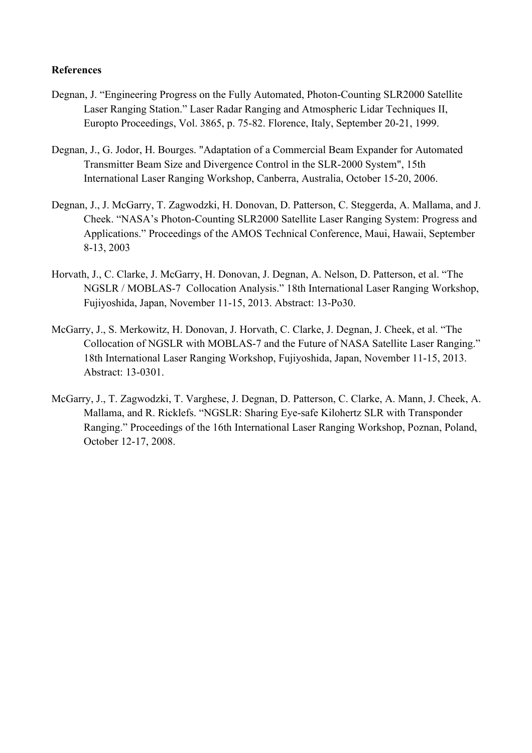**References**

Degnan, J. “Engineering Progress on the Fully Automated, Photon-Counting SLR2000 Satellite Laser Ranging Station.” Laser Radar Ranging and Atmospheric Lidar Techniques II, Europto Proceedings, Vol. 3865, p. 75-82. Florence, Italy, September 20-21, 1999.

Degnan, J., G. Jodor, H. Bourges. "Adaptation of a Commercial Beam Expander for Automated Transmitter Beam Size and Divergence Control in the SLR-2000 System", 15th International Laser Ranging Workshop, Canberra, Australia, October 15-20, 2006.

Degnan, J., J. McGarry, T. Zagwodzki, H. Donovan, D. Patterson, C. Steggerda, A. Mallama, and J. Cheek. “NASA’s Photon-Counting SLR2000 Satellite Laser Ranging System: Progress and Applications.” Proceedings of the AMOS Technical Conference, Maui, Hawaii, September 8-13, 2003

Horvath, J., C. Clarke, J. McGarry, H. Donovan, J. Degnan, A. Nelson, D. Patterson, et al. “The NGSLR / MOBLAS-7 Collocation Analysis.” 18th International Laser Ranging Workshop, Fujiyoshida, Japan, November 11-15, 2013. Abstract: 13-Po30.

McGarry, J., S. Merkowitz, H. Donovan, J. Horvath, C. Clarke, J. Degnan, J. Cheek, et al. “The Collocation of NGSLR with MOBLAS-7 and the Future of NASA Satellite Laser Ranging.” 18th International Laser Ranging Workshop, Fujiyoshida, Japan, November 11-15, 2013. Abstract: 13-0301.

McGarry, J., T. Zagwodzki, T. Varghese, J. Degnan, D. Patterson, C. Clarke, A. Mann, J. Cheek, A. Mallama, and R. Ricklefs. “NGSLR: Sharing Eye-safe Kilohertz SLR with Transponder Ranging.” Proceedings of the 16th International Laser Ranging Workshop, Poznan, Poland, October 12-17, 2008.